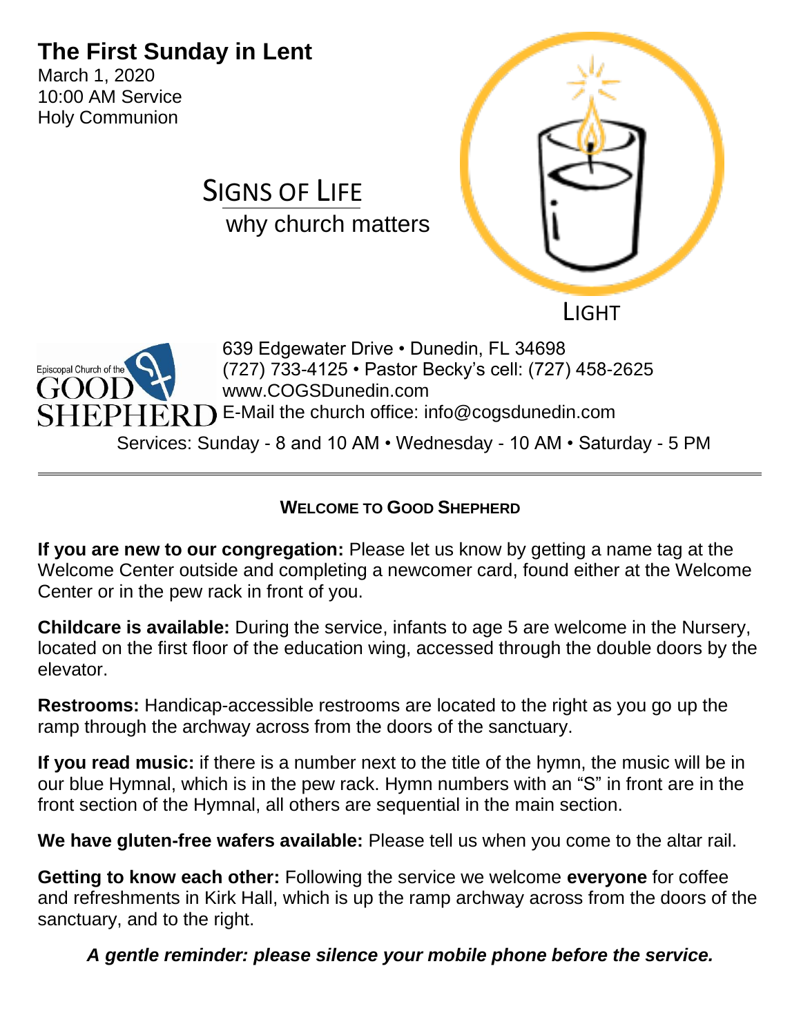# The First Sunday in Lent

March 1, 2020
10:00 AM Service
Holy Communion

## SIGNS OF LIFE

why church matters

LIGHT

Episcopal Church of the GOOD SHEPHERD

639 Edgewater Drive • Dunedin, FL 34698
(727) 733-4125 • Pastor Becky's cell: (727) 458-2625
www.COGSDunedin.com
E-Mail the church office: info@cogsdunedin.com

Services: Sunday - 8 and 10 AM • Wednesday - 10 AM • Saturday - 5 PM

---

### WELCOME TO GOOD SHEPHERD

**If you are new to our congregation:** Please let us know by getting a name tag at the Welcome Center outside and completing a newcomer card, found either at the Welcome Center or in the pew rack in front of you.

**Childcare is available:** During the service, infants to age 5 are welcome in the Nursery, located on the first floor of the education wing, accessed through the double doors by the elevator.

**Restrooms:** Handicap-accessible restrooms are located to the right as you go up the ramp through the archway across from the doors of the sanctuary.

**If you read music:** if there is a number next to the title of the hymn, the music will be in our blue Hymnal, which is in the pew rack. Hymn numbers with an "S" in front are in the front section of the Hymnal, all others are sequential in the main section.

**We have gluten-free wafers available:** Please tell us when you come to the altar rail.

**Getting to know each other:** Following the service we welcome **everyone** for coffee and refreshments in Kirk Hall, which is up the ramp archway across from the doors of the sanctuary, and to the right.

***A gentle reminder: please silence your mobile phone before the service.***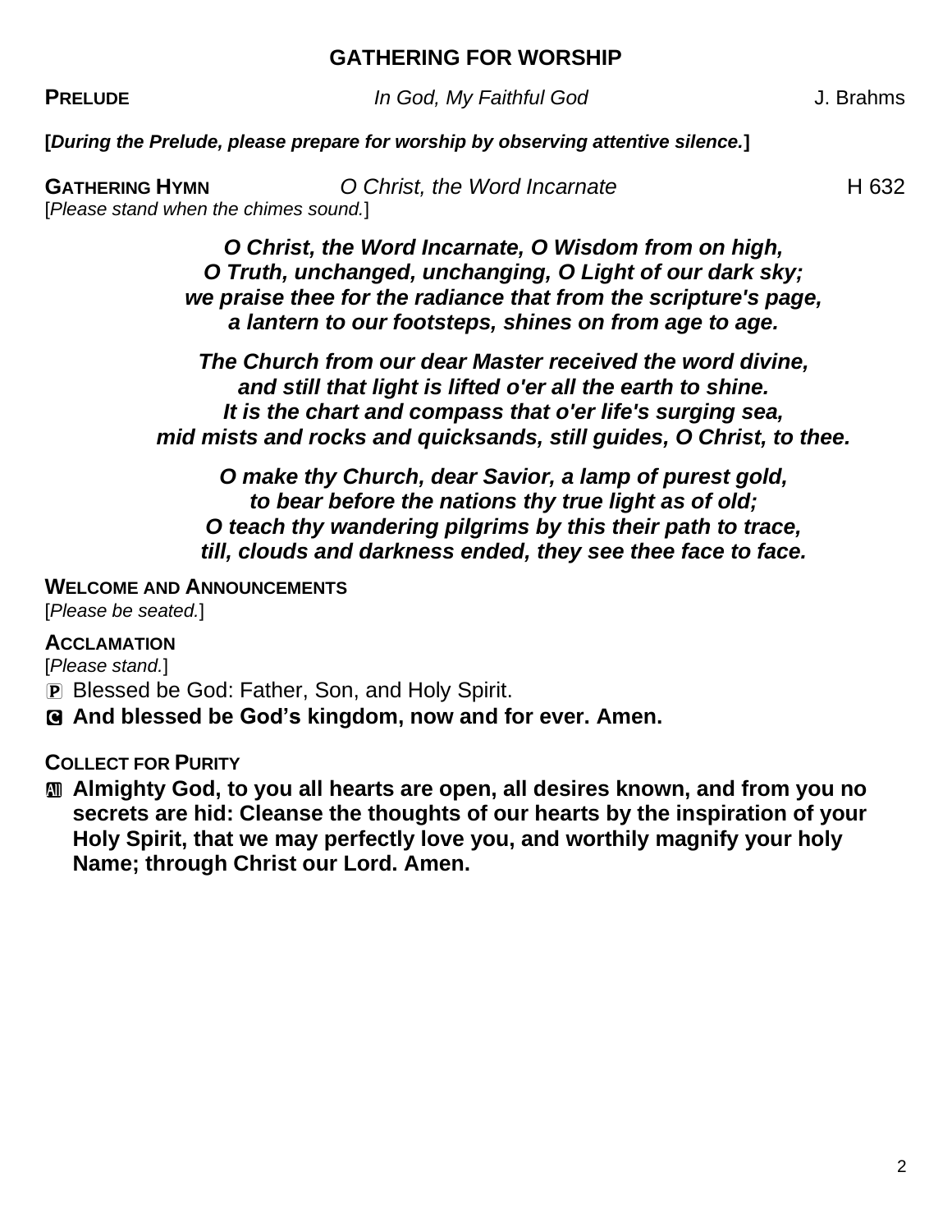## GATHERING FOR WORSHIP

**PRELUDE** *In God, My Faithful God* J. Brahms

**[*During the Prelude, please prepare for worship by observing attentive silence.*]**

**GATHERING HYMN** *O Christ, the Word Incarnate* H 632
[*Please stand when the chimes sound.*]

***O Christ, the Word Incarnate, O Wisdom from on high,***
***O Truth, unchanged, unchanging, O Light of our dark sky;***
***we praise thee for the radiance that from the scripture's page,***
***a lantern to our footsteps, shines on from age to age.***

***The Church from our dear Master received the word divine,***
***and still that light is lifted o'er all the earth to shine.***
***It is the chart and compass that o'er life's surging sea,***
***mid mists and rocks and quicksands, still guides, O Christ, to thee.***

***O make thy Church, dear Savior, a lamp of purest gold,***
***to bear before the nations thy true light as of old;***
***O teach thy wandering pilgrims by this their path to trace,***
***till, clouds and darkness ended, they see thee face to face.***

**WELCOME AND ANNOUNCEMENTS**
[*Please be seated.*]

**ACCLAMATION**
[*Please stand.*]

P Blessed be God: Father, Son, and Holy Spirit.

**C And blessed be God's kingdom, now and for ever. Amen.**

**COLLECT FOR PURITY**

**All Almighty God, to you all hearts are open, all desires known, and from you no secrets are hid: Cleanse the thoughts of our hearts by the inspiration of your Holy Spirit, that we may perfectly love you, and worthily magnify your holy Name; through Christ our Lord. Amen.**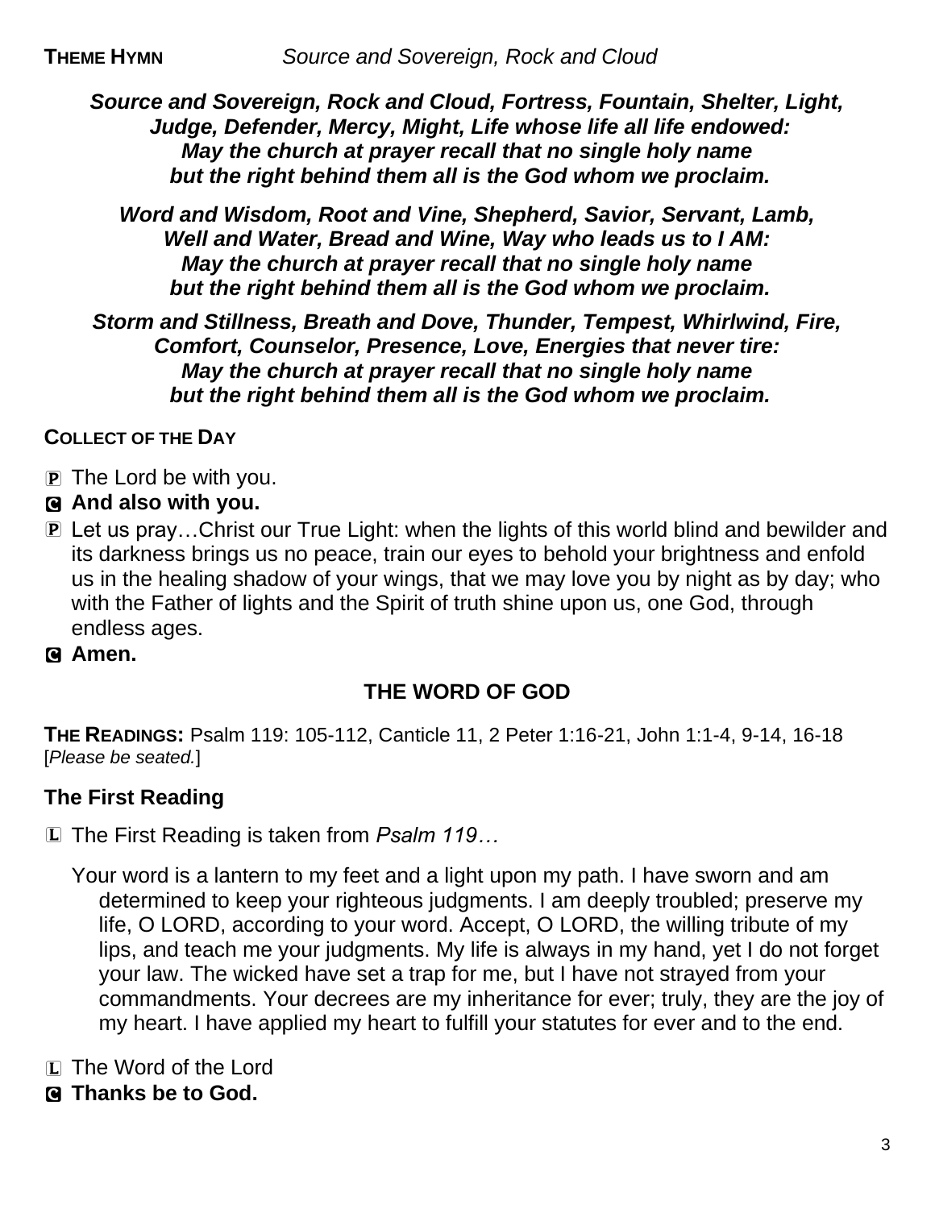**THEME HYMN** *Source and Sovereign, Rock and Cloud*

***Source and Sovereign, Rock and Cloud, Fortress, Fountain, Shelter, Light,***
***Judge, Defender, Mercy, Might, Life whose life all life endowed:***
***May the church at prayer recall that no single holy name***
***but the right behind them all is the God whom we proclaim.***

***Word and Wisdom, Root and Vine, Shepherd, Savior, Servant, Lamb,***
***Well and Water, Bread and Wine, Way who leads us to I AM:***
***May the church at prayer recall that no single holy name***
***but the right behind them all is the God whom we proclaim.***

***Storm and Stillness, Breath and Dove, Thunder, Tempest, Whirlwind, Fire,***
***Comfort, Counselor, Presence, Love, Energies that never tire:***
***May the church at prayer recall that no single holy name***
***but the right behind them all is the God whom we proclaim.***

**COLLECT OF THE DAY**

P The Lord be with you.

C **And also with you.**

P Let us pray…Christ our True Light: when the lights of this world blind and bewilder and its darkness brings us no peace, train our eyes to behold your brightness and enfold us in the healing shadow of your wings, that we may love you by night as by day; who with the Father of lights and the Spirit of truth shine upon us, one God, through endless ages.

C **Amen.**

## THE WORD OF GOD

**THE READINGS:** Psalm 119: 105-112, Canticle 11, 2 Peter 1:16-21, John 1:1-4, 9-14, 16-18 [*Please be seated.*]

### The First Reading

L The First Reading is taken from *Psalm 119…*

Your word is a lantern to my feet and a light upon my path. I have sworn and am determined to keep your righteous judgments. I am deeply troubled; preserve my life, O LORD, according to your word. Accept, O LORD, the willing tribute of my lips, and teach me your judgments. My life is always in my hand, yet I do not forget your law. The wicked have set a trap for me, but I have not strayed from your commandments. Your decrees are my inheritance for ever; truly, they are the joy of my heart. I have applied my heart to fulfill your statutes for ever and to the end.

L The Word of the Lord

C **Thanks be to God.**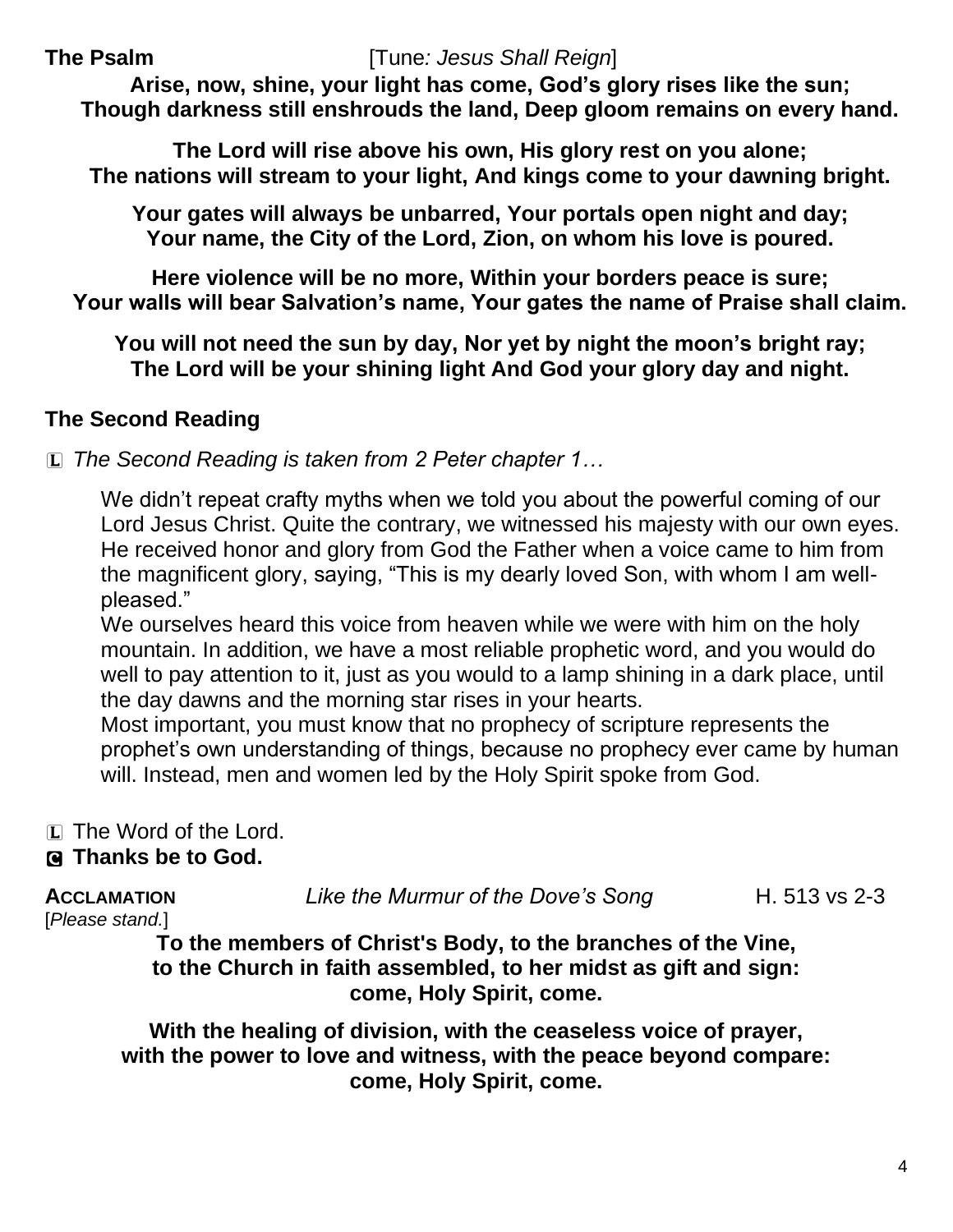**The Psalm** [Tune*: Jesus Shall Reign*]

**Arise, now, shine, your light has come, God's glory rises like the sun;**
**Though darkness still enshrouds the land, Deep gloom remains on every hand.**

**The Lord will rise above his own, His glory rest on you alone;**
**The nations will stream to your light, And kings come to your dawning bright.**

**Your gates will always be unbarred, Your portals open night and day;**
**Your name, the City of the Lord, Zion, on whom his love is poured.**

**Here violence will be no more, Within your borders peace is sure;**
**Your walls will bear Salvation's name, Your gates the name of Praise shall claim.**

**You will not need the sun by day, Nor yet by night the moon's bright ray;**
**The Lord will be your shining light And God your glory day and night.**

## The Second Reading

L *The Second Reading is taken from 2 Peter chapter 1…*

We didn't repeat crafty myths when we told you about the powerful coming of our Lord Jesus Christ. Quite the contrary, we witnessed his majesty with our own eyes. He received honor and glory from God the Father when a voice came to him from the magnificent glory, saying, "This is my dearly loved Son, with whom I am well-pleased."

We ourselves heard this voice from heaven while we were with him on the holy mountain. In addition, we have a most reliable prophetic word, and you would do well to pay attention to it, just as you would to a lamp shining in a dark place, until the day dawns and the morning star rises in your hearts.

Most important, you must know that no prophecy of scripture represents the prophet's own understanding of things, because no prophecy ever came by human will. Instead, men and women led by the Holy Spirit spoke from God.

L The Word of the Lord.
C **Thanks be to God.**

**ACCLAMATION** *Like the Murmur of the Dove's Song* H. 513 vs 2-3
[*Please stand.*]

**To the members of Christ's Body, to the branches of the Vine,**
**to the Church in faith assembled, to her midst as gift and sign:**
**come, Holy Spirit, come.**

**With the healing of division, with the ceaseless voice of prayer,**
**with the power to love and witness, with the peace beyond compare:**
**come, Holy Spirit, come.**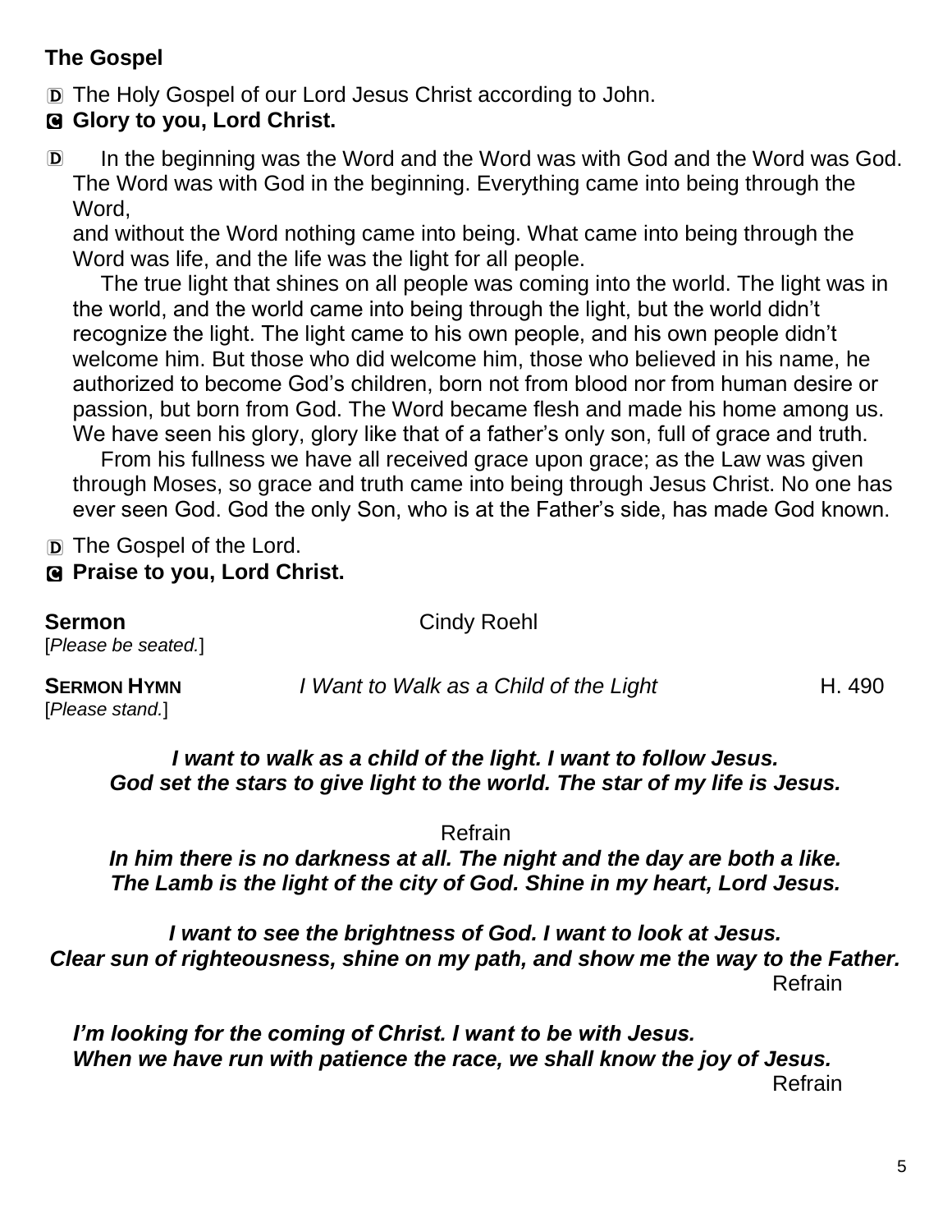## The Gospel

D The Holy Gospel of our Lord Jesus Christ according to John.

**C Glory to you, Lord Christ.**

D In the beginning was the Word and the Word was with God and the Word was God. The Word was with God in the beginning. Everything came into being through the Word,
and without the Word nothing came into being. What came into being through the Word was life, and the life was the light for all people.

The true light that shines on all people was coming into the world. The light was in the world, and the world came into being through the light, but the world didn't recognize the light. The light came to his own people, and his own people didn't welcome him. But those who did welcome him, those who believed in his name, he authorized to become God's children, born not from blood nor from human desire or passion, but born from God. The Word became flesh and made his home among us. We have seen his glory, glory like that of a father's only son, full of grace and truth.

From his fullness we have all received grace upon grace; as the Law was given through Moses, so grace and truth came into being through Jesus Christ. No one has ever seen God. God the only Son, who is at the Father's side, has made God known.

D The Gospel of the Lord.

**C Praise to you, Lord Christ.**

**Sermon** Cindy Roehl
[*Please be seated.*]

**SERMON HYMN** *I Want to Walk as a Child of the Light* H. 490
[*Please stand.*]

***I want to walk as a child of the light. I want to follow Jesus.***
***God set the stars to give light to the world. The star of my life is Jesus.***

Refrain
***In him there is no darkness at all. The night and the day are both a like.***
***The Lamb is the light of the city of God. Shine in my heart, Lord Jesus.***

***I want to see the brightness of God. I want to look at Jesus.***
***Clear sun of righteousness, shine on my path, and show me the way to the Father.***
Refrain

***I'm looking for the coming of Christ. I want to be with Jesus.***
***When we have run with patience the race, we shall know the joy of Jesus.***
Refrain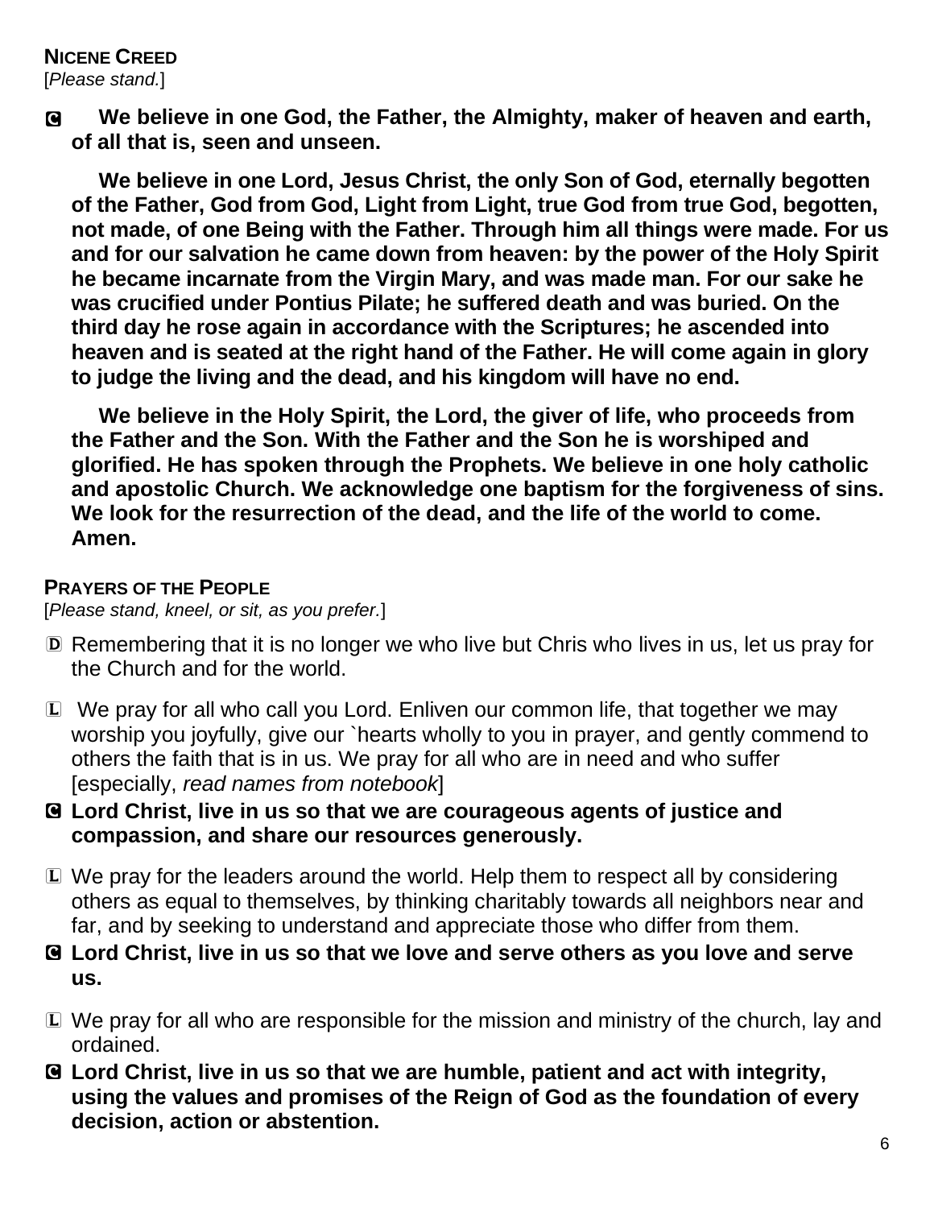**NICENE CREED**
[*Please stand.*]

C **We believe in one God, the Father, the Almighty, maker of heaven and earth, of all that is, seen and unseen.**

**We believe in one Lord, Jesus Christ, the only Son of God, eternally begotten of the Father, God from God, Light from Light, true God from true God, begotten, not made, of one Being with the Father. Through him all things were made. For us and for our salvation he came down from heaven: by the power of the Holy Spirit he became incarnate from the Virgin Mary, and was made man. For our sake he was crucified under Pontius Pilate; he suffered death and was buried. On the third day he rose again in accordance with the Scriptures; he ascended into heaven and is seated at the right hand of the Father. He will come again in glory to judge the living and the dead, and his kingdom will have no end.**

**We believe in the Holy Spirit, the Lord, the giver of life, who proceeds from the Father and the Son. With the Father and the Son he is worshiped and glorified. He has spoken through the Prophets. We believe in one holy catholic and apostolic Church. We acknowledge one baptism for the forgiveness of sins. We look for the resurrection of the dead, and the life of the world to come. Amen.**

**PRAYERS OF THE PEOPLE**
[*Please stand, kneel, or sit, as you prefer.*]

D Remembering that it is no longer we who live but Chris who lives in us, let us pray for the Church and for the world.

L We pray for all who call you Lord. Enliven our common life, that together we may worship you joyfully, give our `hearts wholly to you in prayer, and gently commend to others the faith that is in us. We pray for all who are in need and who suffer [especially, *read names from notebook*]

C **Lord Christ, live in us so that we are courageous agents of justice and compassion, and share our resources generously.**

L We pray for the leaders around the world. Help them to respect all by considering others as equal to themselves, by thinking charitably towards all neighbors near and far, and by seeking to understand and appreciate those who differ from them.

C **Lord Christ, live in us so that we love and serve others as you love and serve us.**

L We pray for all who are responsible for the mission and ministry of the church, lay and ordained.

C **Lord Christ, live in us so that we are humble, patient and act with integrity, using the values and promises of the Reign of God as the foundation of every decision, action or abstention.**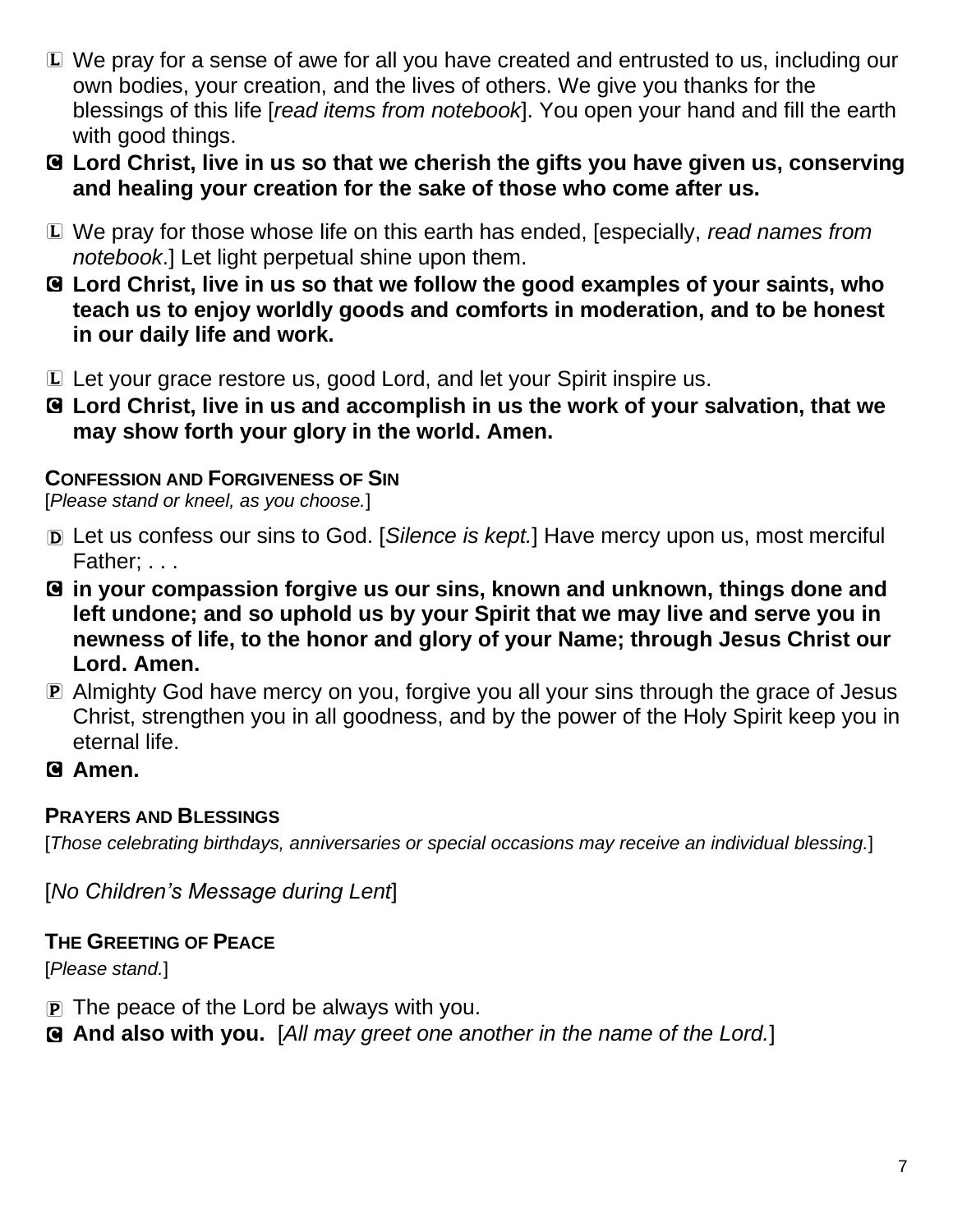L We pray for a sense of awe for all you have created and entrusted to us, including our own bodies, your creation, and the lives of others. We give you thanks for the blessings of this life [*read items from notebook*]. You open your hand and fill the earth with good things.

C **Lord Christ, live in us so that we cherish the gifts you have given us, conserving and healing your creation for the sake of those who come after us.**

L We pray for those whose life on this earth has ended, [especially, *read names from notebook*.] Let light perpetual shine upon them.

C **Lord Christ, live in us so that we follow the good examples of your saints, who teach us to enjoy worldly goods and comforts in moderation, and to be honest in our daily life and work.**

L Let your grace restore us, good Lord, and let your Spirit inspire us.

C **Lord Christ, live in us and accomplish in us the work of your salvation, that we may show forth your glory in the world. Amen.**

### Confession and Forgiveness of Sin

[*Please stand or kneel, as you choose.*]

D Let us confess our sins to God. [*Silence is kept.*] Have mercy upon us, most merciful Father; . . .

C **in your compassion forgive us our sins, known and unknown, things done and left undone; and so uphold us by your Spirit that we may live and serve you in newness of life, to the honor and glory of your Name; through Jesus Christ our Lord. Amen.**

P Almighty God have mercy on you, forgive you all your sins through the grace of Jesus Christ, strengthen you in all goodness, and by the power of the Holy Spirit keep you in eternal life.

C **Amen.**

### Prayers and Blessings

[*Those celebrating birthdays, anniversaries or special occasions may receive an individual blessing.*]

[*No Children's Message during Lent*]

### The Greeting of Peace

[*Please stand.*]

P The peace of the Lord be always with you.

C **And also with you.** [*All may greet one another in the name of the Lord.*]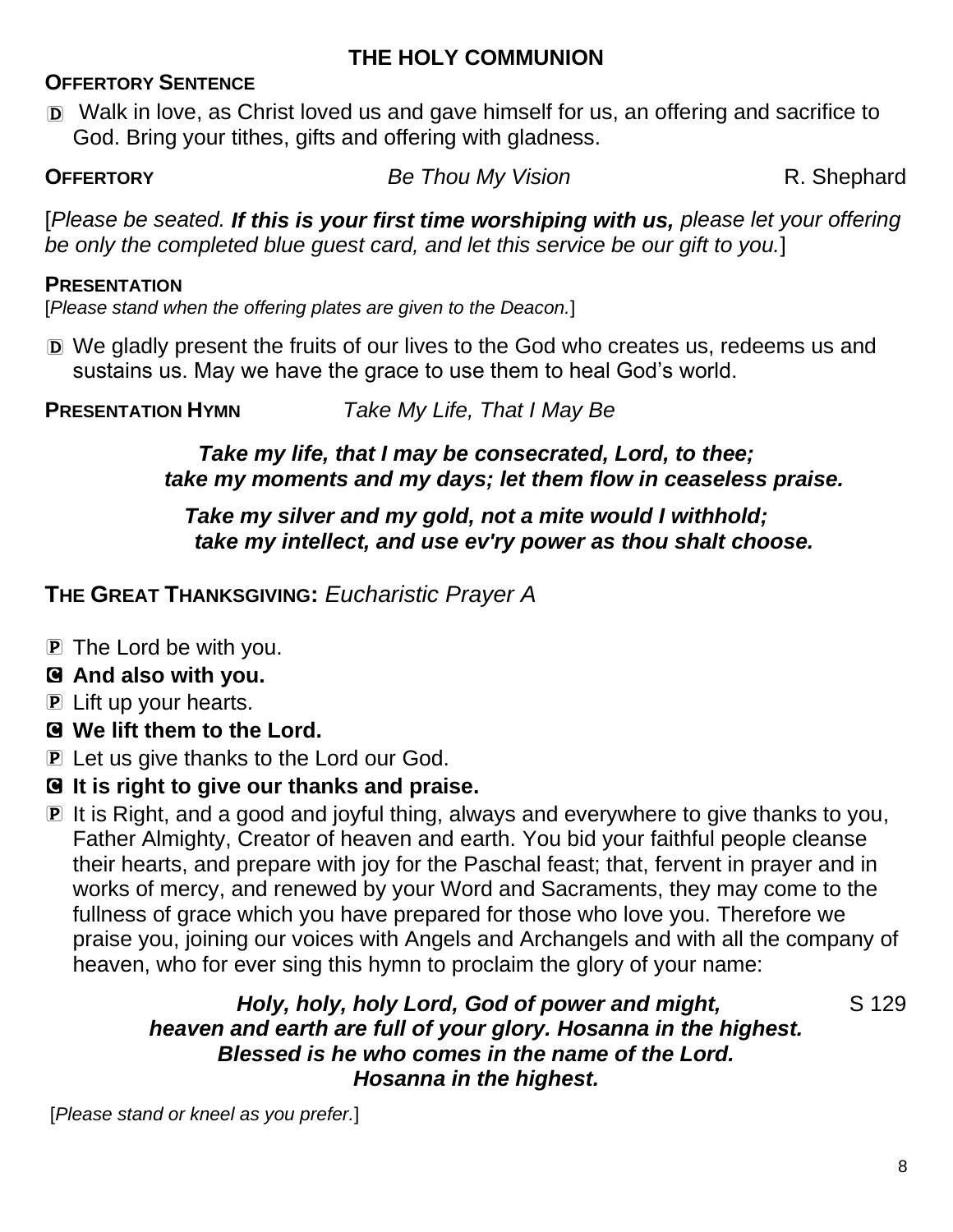## THE HOLY COMMUNION

**OFFERTORY SENTENCE**

D Walk in love, as Christ loved us and gave himself for us, an offering and sacrifice to God. Bring your tithes, gifts and offering with gladness.

**OFFERTORY** *Be Thou My Vision* R. Shephard

[*Please be seated.* ***If this is your first time worshiping with us,*** *please let your offering be only the completed blue guest card, and let this service be our gift to you.*]

**PRESENTATION**

[*Please stand when the offering plates are given to the Deacon.*]

D We gladly present the fruits of our lives to the God who creates us, redeems us and sustains us. May we have the grace to use them to heal God's world.

**PRESENTATION HYMN** *Take My Life, That I May Be*

***Take my life, that I may be consecrated, Lord, to thee;***
***take my moments and my days; let them flow in ceaseless praise.***

***Take my silver and my gold, not a mite would I withhold;***
***take my intellect, and use ev'ry power as thou shalt choose.***

**THE GREAT THANKSGIVING:** *Eucharistic Prayer A*

P The Lord be with you.
**C And also with you.**
P Lift up your hearts.
**C We lift them to the Lord.**
P Let us give thanks to the Lord our God.
**C It is right to give our thanks and praise.**
P It is Right, and a good and joyful thing, always and everywhere to give thanks to you, Father Almighty, Creator of heaven and earth. You bid your faithful people cleanse their hearts, and prepare with joy for the Paschal feast; that, fervent in prayer and in works of mercy, and renewed by your Word and Sacraments, they may come to the fullness of grace which you have prepared for those who love you. Therefore we praise you, joining our voices with Angels and Archangels and with all the company of heaven, who for ever sing this hymn to proclaim the glory of your name:

***Holy, holy, holy Lord, God of power and might,*** S 129
***heaven and earth are full of your glory. Hosanna in the highest.***
***Blessed is he who comes in the name of the Lord.***
***Hosanna in the highest.***

[*Please stand or kneel as you prefer.*]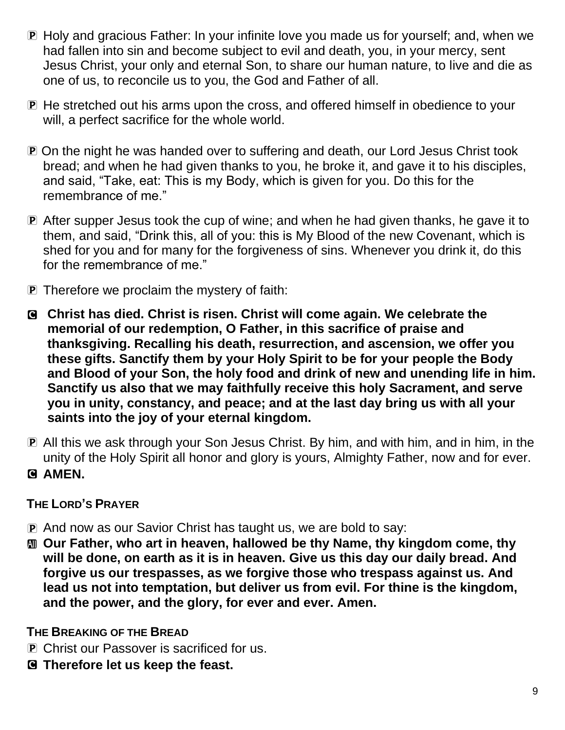P Holy and gracious Father: In your infinite love you made us for yourself; and, when we had fallen into sin and become subject to evil and death, you, in your mercy, sent Jesus Christ, your only and eternal Son, to share our human nature, to live and die as one of us, to reconcile us to you, the God and Father of all.

P He stretched out his arms upon the cross, and offered himself in obedience to your will, a perfect sacrifice for the whole world.

P On the night he was handed over to suffering and death, our Lord Jesus Christ took bread; and when he had given thanks to you, he broke it, and gave it to his disciples, and said, "Take, eat: This is my Body, which is given for you. Do this for the remembrance of me."

P After supper Jesus took the cup of wine; and when he had given thanks, he gave it to them, and said, "Drink this, all of you: this is My Blood of the new Covenant, which is shed for you and for many for the forgiveness of sins. Whenever you drink it, do this for the remembrance of me."

P Therefore we proclaim the mystery of faith:

C **Christ has died. Christ is risen. Christ will come again. We celebrate the memorial of our redemption, O Father, in this sacrifice of praise and thanksgiving. Recalling his death, resurrection, and ascension, we offer you these gifts. Sanctify them by your Holy Spirit to be for your people the Body and Blood of your Son, the holy food and drink of new and unending life in him. Sanctify us also that we may faithfully receive this holy Sacrament, and serve you in unity, constancy, and peace; and at the last day bring us with all your saints into the joy of your eternal kingdom.**

P All this we ask through your Son Jesus Christ. By him, and with him, and in him, in the unity of the Holy Spirit all honor and glory is yours, Almighty Father, now and for ever.

C **AMEN.**

### THE LORD'S PRAYER

P And now as our Savior Christ has taught us, we are bold to say:

All **Our Father, who art in heaven, hallowed be thy Name, thy kingdom come, thy will be done, on earth as it is in heaven. Give us this day our daily bread. And forgive us our trespasses, as we forgive those who trespass against us. And lead us not into temptation, but deliver us from evil. For thine is the kingdom, and the power, and the glory, for ever and ever. Amen.**

### THE BREAKING OF THE BREAD

P Christ our Passover is sacrificed for us.

C **Therefore let us keep the feast.**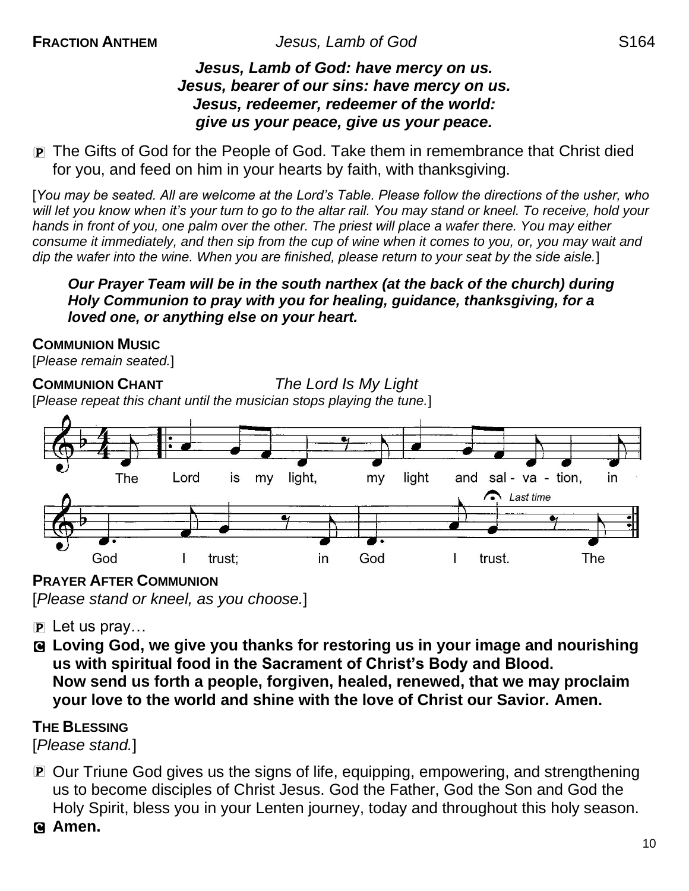**FRACTION ANTHEM** *Jesus, Lamb of God* S164

***Jesus, Lamb of God: have mercy on us.***
***Jesus, bearer of our sins: have mercy on us.***
***Jesus, redeemer, redeemer of the world:***
***give us your peace, give us your peace.***

P The Gifts of God for the People of God. Take them in remembrance that Christ died for you, and feed on him in your hearts by faith, with thanksgiving.

[*You may be seated. All are welcome at the Lord's Table. Please follow the directions of the usher, who will let you know when it's your turn to go to the altar rail. You may stand or kneel. To receive, hold your hands in front of you, one palm over the other. The priest will place a wafer there. You may either consume it immediately, and then sip from the cup of wine when it comes to you, or, you may wait and dip the wafer into the wine. When you are finished, please return to your seat by the side aisle.*]

***Our Prayer Team will be in the south narthex (at the back of the church) during Holy Communion to pray with you for healing, guidance, thanksgiving, for a loved one, or anything else on your heart.***

**COMMUNION MUSIC**
[*Please remain seated.*]

**COMMUNION CHANT** *The Lord Is My Light*
[*Please repeat this chant until the musician stops playing the tune.*]

The Lord is my light, my light and sal - va - tion, in God I trust; in God I trust. The

*Last time*

**PRAYER AFTER COMMUNION**
[*Please stand or kneel, as you choose.*]

P Let us pray…

**C Loving God, we give you thanks for restoring us in your image and nourishing us with spiritual food in the Sacrament of Christ's Body and Blood. Now send us forth a people, forgiven, healed, renewed, that we may proclaim your love to the world and shine with the love of Christ our Savior. Amen.**

**THE BLESSING**
[*Please stand.*]

P Our Triune God gives us the signs of life, equipping, empowering, and strengthening us to become disciples of Christ Jesus. God the Father, God the Son and God the Holy Spirit, bless you in your Lenten journey, today and throughout this holy season.

**C Amen.**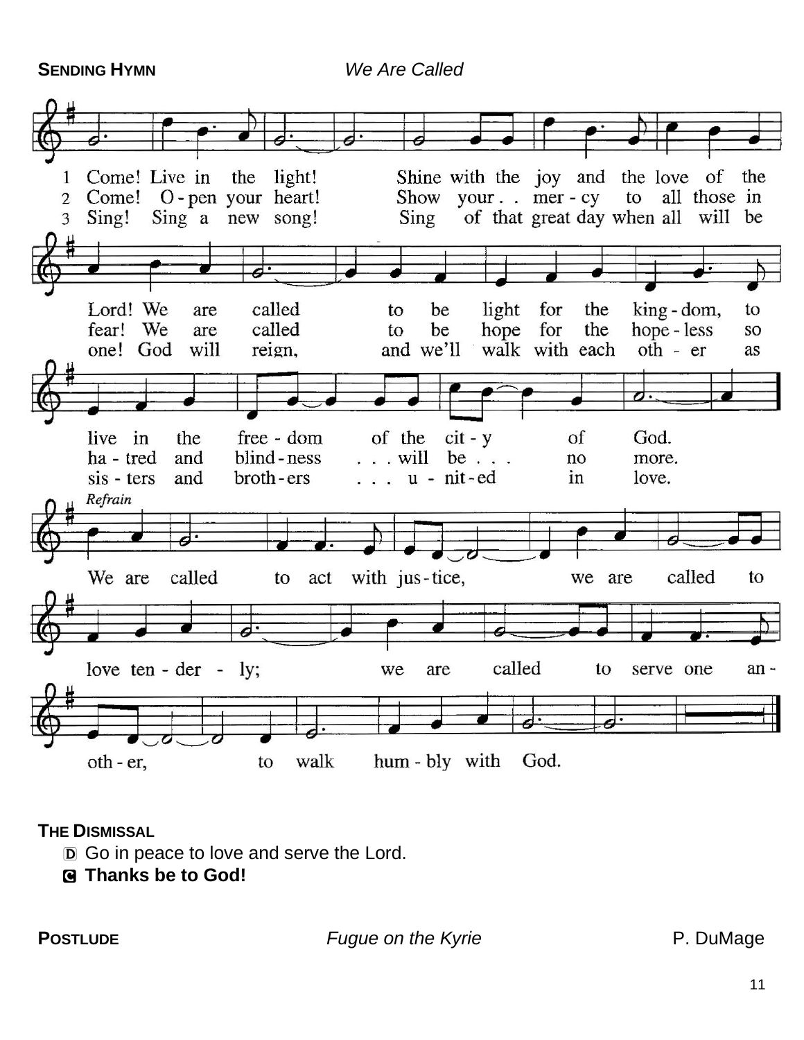**SENDING HYMN** *We Are Called*

1 Come! Live in the light! Shine with the joy and the love of the Lord! We are called to be light for the kingdom, to live in the freedom of the city of God.

2 Come! Open your heart! Show your . . mercy to all those in fear! We are called to be hope for the hopeless so hatred and blindness . . . will be . . . no more.

3 Sing! Sing a new song! Sing of that great day when all will be one! God will reign, and we'll walk with each other as sisters and brothers . . . united in love.

*Refrain*

We are called to act with justice, we are called to love tenderly; we are called to serve one another, to walk humbly with God.

**THE DISMISSAL**

Ⓓ Go in peace to love and serve the Lord.

Ⓒ **Thanks be to God!**

**POSTLUDE** *Fugue on the Kyrie* P. DuMage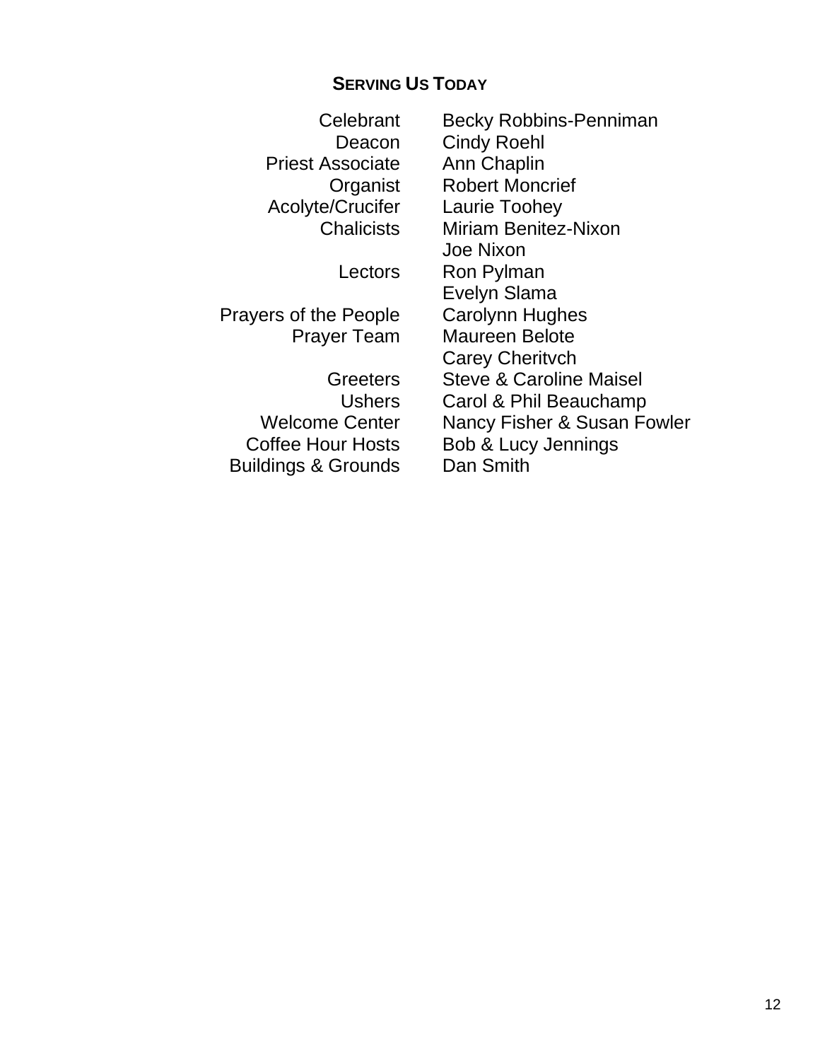## Serving Us Today

| | |
|---|---|
| Celebrant | Becky Robbins-Penniman |
| Deacon | Cindy Roehl |
| Priest Associate | Ann Chaplin |
| Organist | Robert Moncrief |
| Acolyte/Crucifer | Laurie Toohey |
| Chalicists | Miriam Benitez-Nixon |
| | Joe Nixon |
| Lectors | Ron Pylman |
| | Evelyn Slama |
| Prayers of the People | Carolynn Hughes |
| Prayer Team | Maureen Belote |
| | Carey Cheritvch |
| Greeters | Steve & Caroline Maisel |
| Ushers | Carol & Phil Beauchamp |
| Welcome Center | Nancy Fisher & Susan Fowler |
| Coffee Hour Hosts | Bob & Lucy Jennings |
| Buildings & Grounds | Dan Smith |